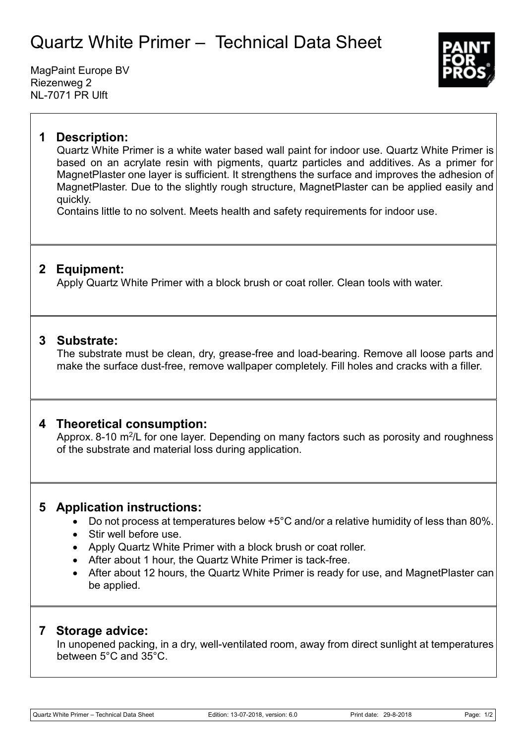# Quartz White Primer – Technical Data Sheet

MagPaint Europe BV
Riezenweg 2
NL-7071 PR Ulft

## 1 Description:

Quartz White Primer is a white water based wall paint for indoor use. Quartz White Primer is based on an acrylate resin with pigments, quartz particles and additives. As a primer for MagnetPlaster one layer is sufficient. It strengthens the surface and improves the adhesion of MagnetPlaster. Due to the slightly rough structure, MagnetPlaster can be applied easily and quickly.
Contains little to no solvent. Meets health and safety requirements for indoor use.

## 2 Equipment:

Apply Quartz White Primer with a block brush or coat roller. Clean tools with water.

## 3 Substrate:

The substrate must be clean, dry, grease-free and load-bearing. Remove all loose parts and make the surface dust-free, remove wallpaper completely. Fill holes and cracks with a filler.

## 4 Theoretical consumption:

Approx. 8-10 m$^2$/L for one layer. Depending on many factors such as porosity and roughness of the substrate and material loss during application.

## 5 Application instructions:

- Do not process at temperatures below +5°C and/or a relative humidity of less than 80%.
- Stir well before use.
- Apply Quartz White Primer with a block brush or coat roller.
- After about 1 hour, the Quartz White Primer is tack-free.
- After about 12 hours, the Quartz White Primer is ready for use, and MagnetPlaster can be applied.

## 7 Storage advice:

In unopened packing, in a dry, well-ventilated room, away from direct sunlight at temperatures between 5°C and 35°C.

Quartz White Primer – Technical Data Sheet | Edition: 13-07-2018, version: 6.0 | Print date: 29-8-2018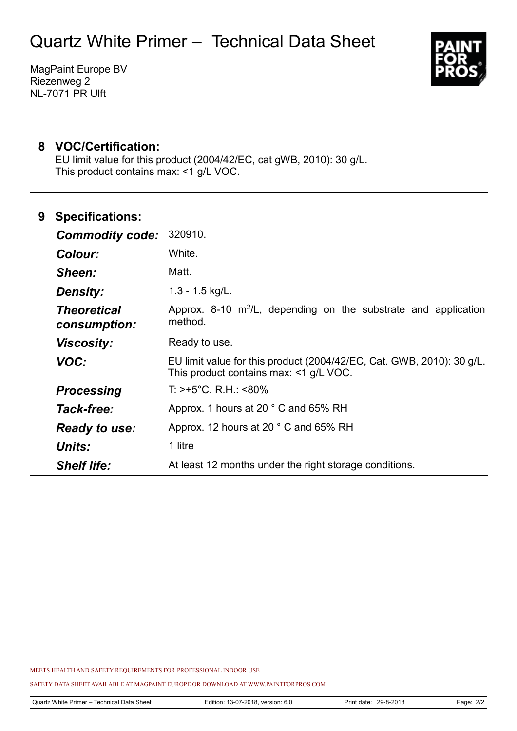# Quartz White Primer – Technical Data Sheet

MagPaint Europe BV
Riezenweg 2
NL-7071 PR Ulft

## 8 VOC/Certification:

EU limit value for this product (2004/42/EC, cat gWB, 2010): 30 g/L.
This product contains max: <1 g/L VOC.

## 9 Specifications:

| | |
|---|---|
| ***Commodity code:*** | 320910. |
| ***Colour:*** | White. |
| ***Sheen:*** | Matt. |
| ***Density:*** | 1.3 - 1.5 kg/L. |
| ***Theoretical consumption:*** | Approx. 8-10 $m^2$/L, depending on the substrate and application method. |
| ***Viscosity:*** | Ready to use. |
| ***VOC:*** | EU limit value for this product (2004/42/EC, Cat. GWB, 2010): 30 g/L. This product contains max: <1 g/L VOC. |
| ***Processing*** | T: >+5°C. R.H.: <80% |
| ***Tack-free:*** | Approx. 1 hours at 20 ° C and 65% RH |
| ***Ready to use:*** | Approx. 12 hours at 20 ° C and 65% RH |
| ***Units:*** | 1 litre |
| ***Shelf life:*** | At least 12 months under the right storage conditions. |

MEETS HEALTH AND SAFETY REQUIREMENTS FOR PROFESSIONAL INDOOR USE

SAFETY DATA SHEET AVAILABLE AT MAGPAINT EUROPE OR DOWNLOAD AT WWW.PAINTFORPROS.COM

Quartz White Primer – Technical Data Sheet | Edition: 13-07-2018, version: 6.0 | Print date: 29-8-2018